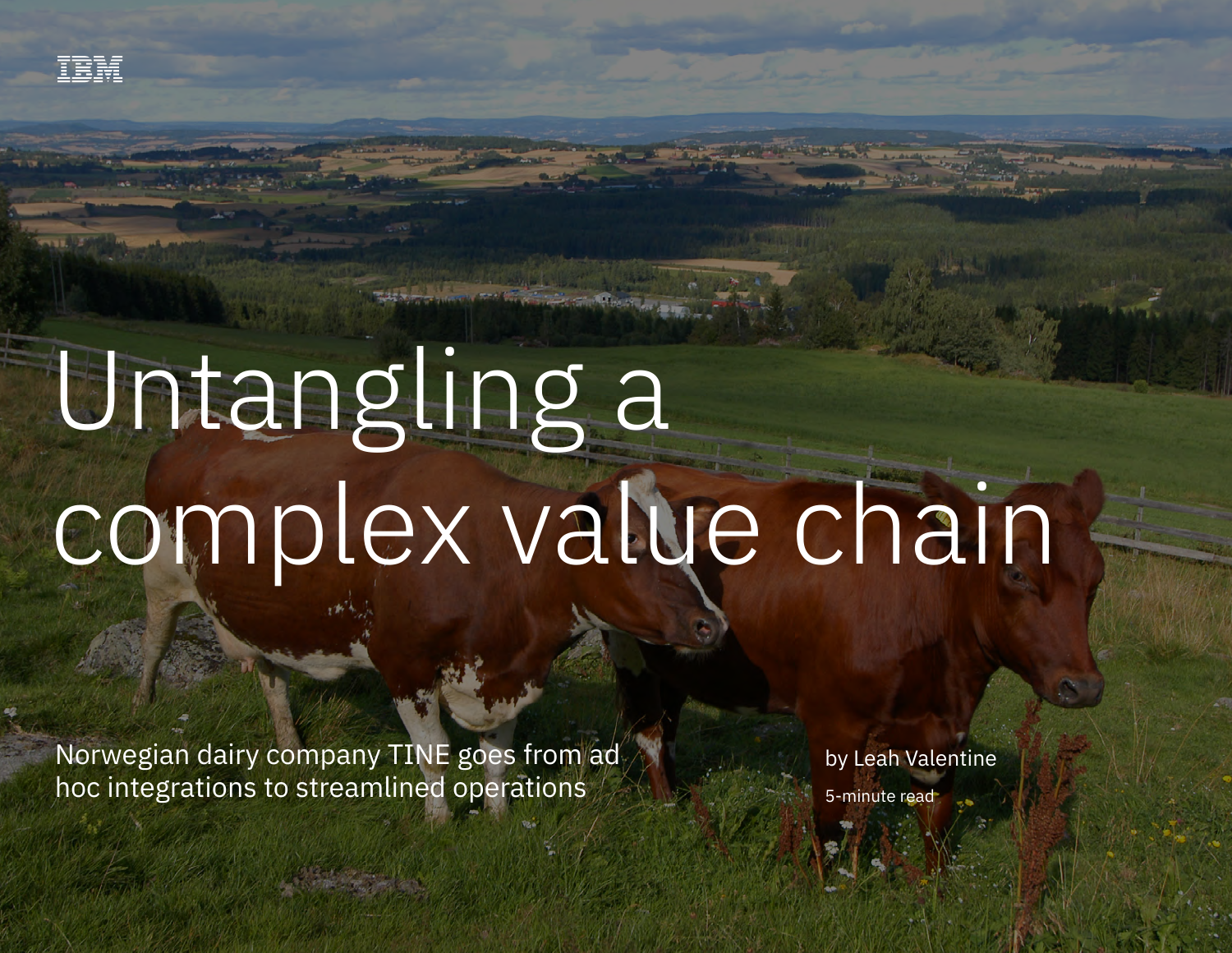IBM

# Untangling a complex value chain

Norwegian dairy company TINE goes from ad hoc integrations to streamlined operations

by Leah Valentine

5-minute read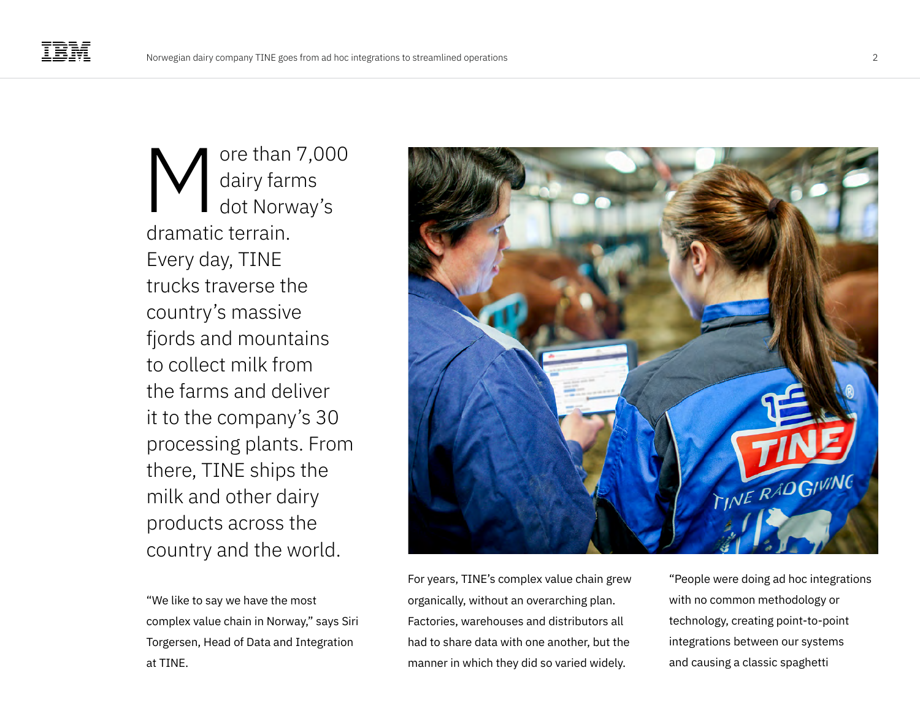More than 7,000 dairy farms dot Norway's dramatic terrain. Every day, TINE trucks traverse the country's massive fjords and mountains to collect milk from the farms and deliver it to the company's 30 processing plants. From there, TINE ships the milk and other dairy products across the country and the world.

"We like to say we have the most complex value chain in Norway," says Siri Torgersen, Head of Data and Integration at TINE.

For years, TINE's complex value chain grew organically, without an overarching plan. Factories, warehouses and distributors all had to share data with one another, but the manner in which they did so varied widely.

"People were doing ad hoc integrations with no common methodology or technology, creating point-to-point integrations between our systems and causing a classic spaghetti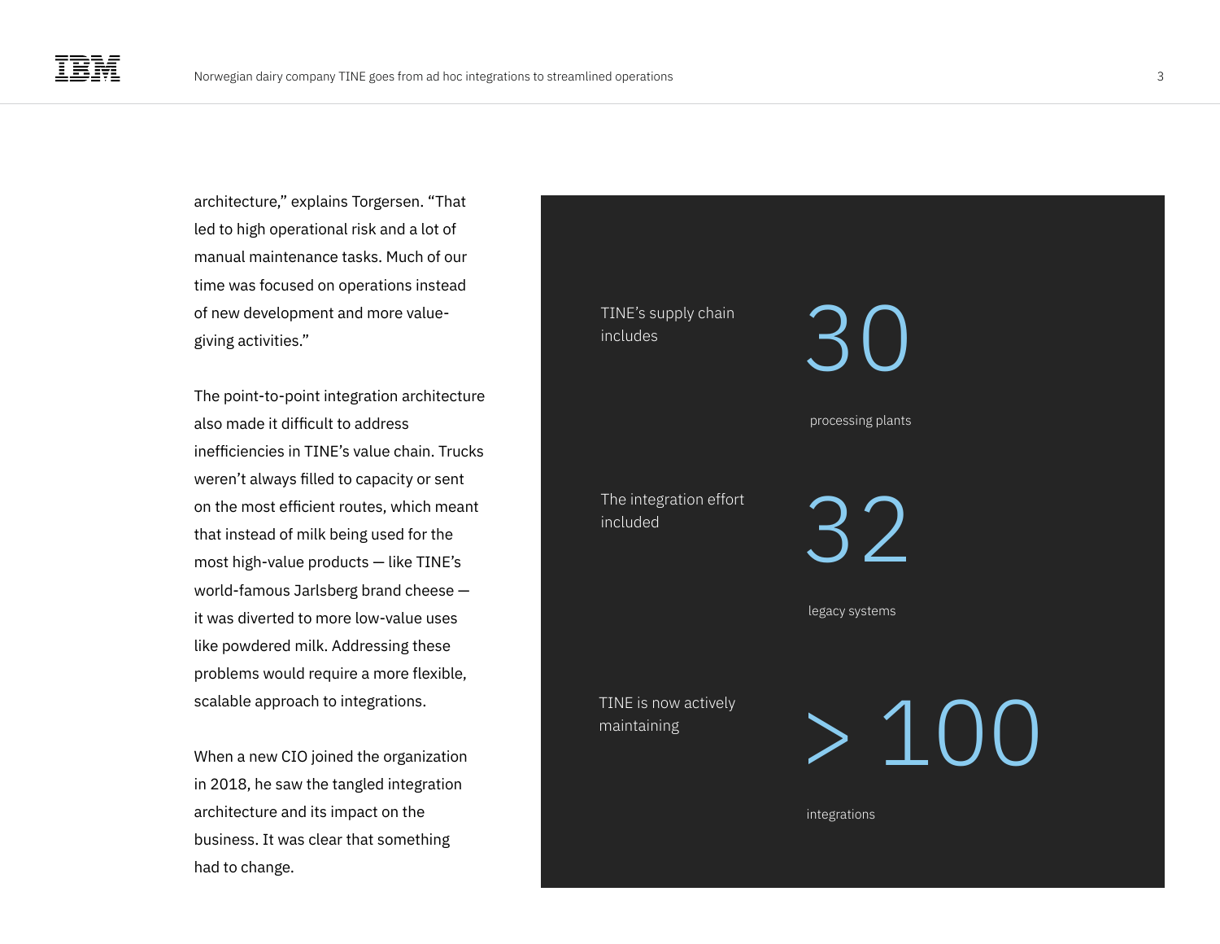architecture," explains Torgersen. "That led to high operational risk and a lot of manual maintenance tasks. Much of our time was focused on operations instead of new development and more value-giving activities."

The point-to-point integration architecture also made it difficult to address inefficiencies in TINE's value chain. Trucks weren't always filled to capacity or sent on the most efficient routes, which meant that instead of milk being used for the most high-value products — like TINE's world-famous Jarlsberg brand cheese — it was diverted to more low-value uses like powdered milk. Addressing these problems would require a more flexible, scalable approach to integrations.

When a new CIO joined the organization in 2018, he saw the tangled integration architecture and its impact on the business. It was clear that something had to change.

TINE's supply chain includes

**30**

processing plants

The integration effort included

**32**

legacy systems

TINE is now actively maintaining

**> 100**

integrations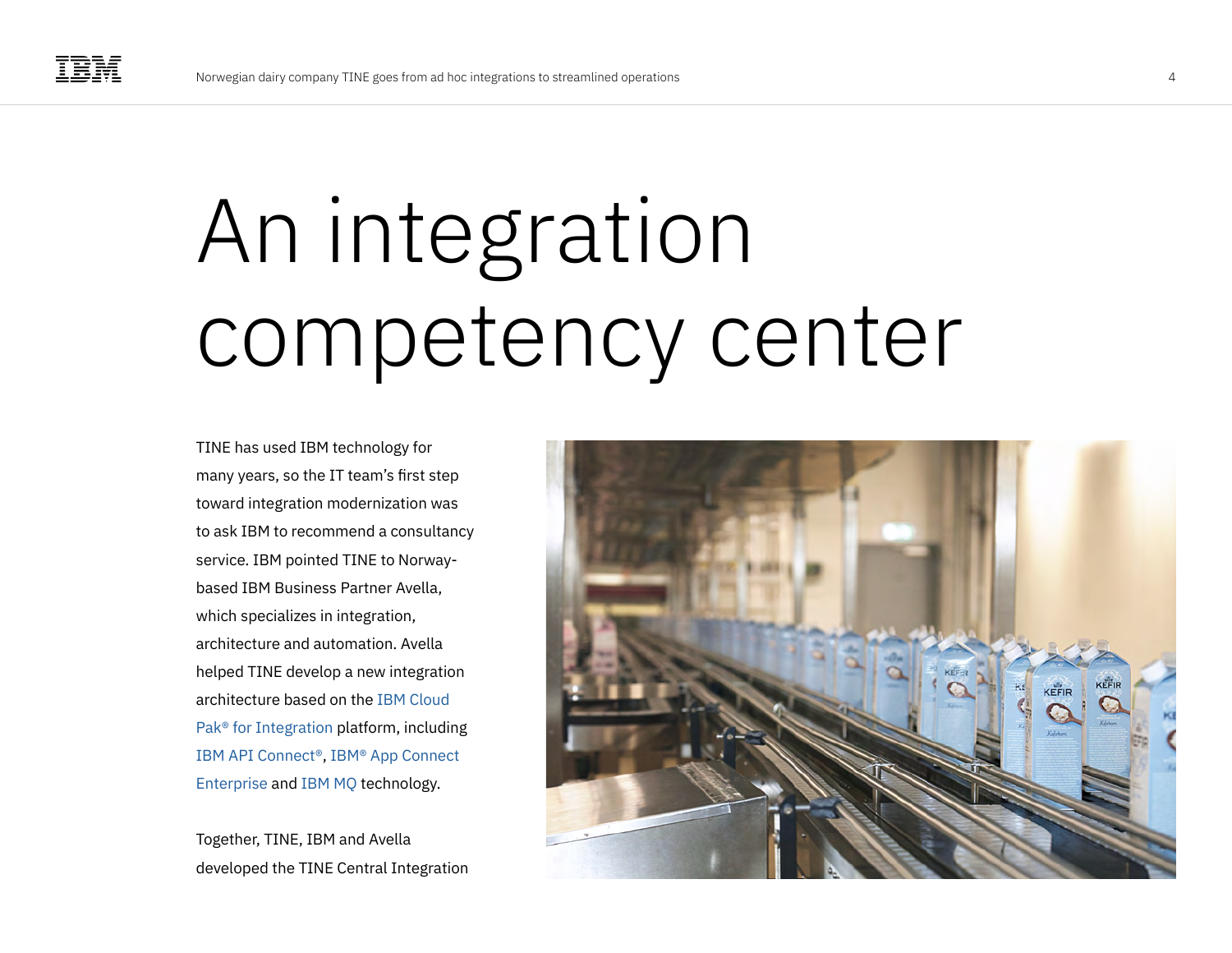# An integration competency center

TINE has used IBM technology for many years, so the IT team's first step toward integration modernization was to ask IBM to recommend a consultancy service. IBM pointed TINE to Norway-based IBM Business Partner Avella, which specializes in integration, architecture and automation. Avella helped TINE develop a new integration architecture based on the IBM Cloud Pak® for Integration platform, including IBM API Connect®, IBM® App Connect Enterprise and IBM MQ technology.

Together, TINE, IBM and Avella developed the TINE Central Integration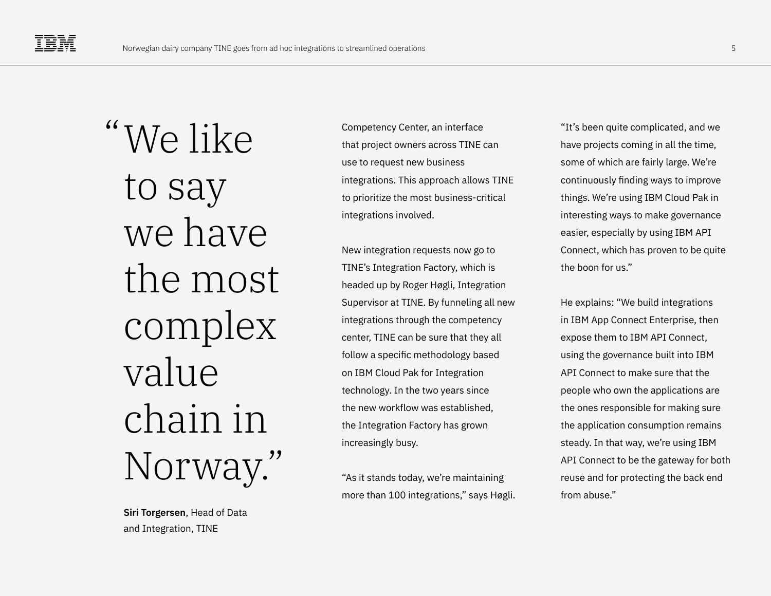> “We like to say we have the most complex value chain in Norway.”
>
> **Siri Torgersen**, Head of Data and Integration, TINE

Competency Center, an interface that project owners across TINE can use to request new business integrations. This approach allows TINE to prioritize the most business-critical integrations involved.

New integration requests now go to TINE’s Integration Factory, which is headed up by Roger Høgli, Integration Supervisor at TINE. By funneling all new integrations through the competency center, TINE can be sure that they all follow a specific methodology based on IBM Cloud Pak for Integration technology. In the two years since the new workflow was established, the Integration Factory has grown increasingly busy.

“As it stands today, we’re maintaining more than 100 integrations,” says Høgli. “It’s been quite complicated, and we have projects coming in all the time, some of which are fairly large. We’re continuously finding ways to improve things. We’re using IBM Cloud Pak in interesting ways to make governance easier, especially using IBM API Connect, which has proven to be quite the boon for us.”

He explains: “We build integrations in IBM App Connect Enterprise, then expose them to IBM API Connect, using the governance built into IBM API Connect to make sure that the people who own the applications are the ones responsible for making sure the application consumption remains steady. In that way, we’re using IBM API Connect to be the gateway for both reuse and for protecting the back end from abuse.”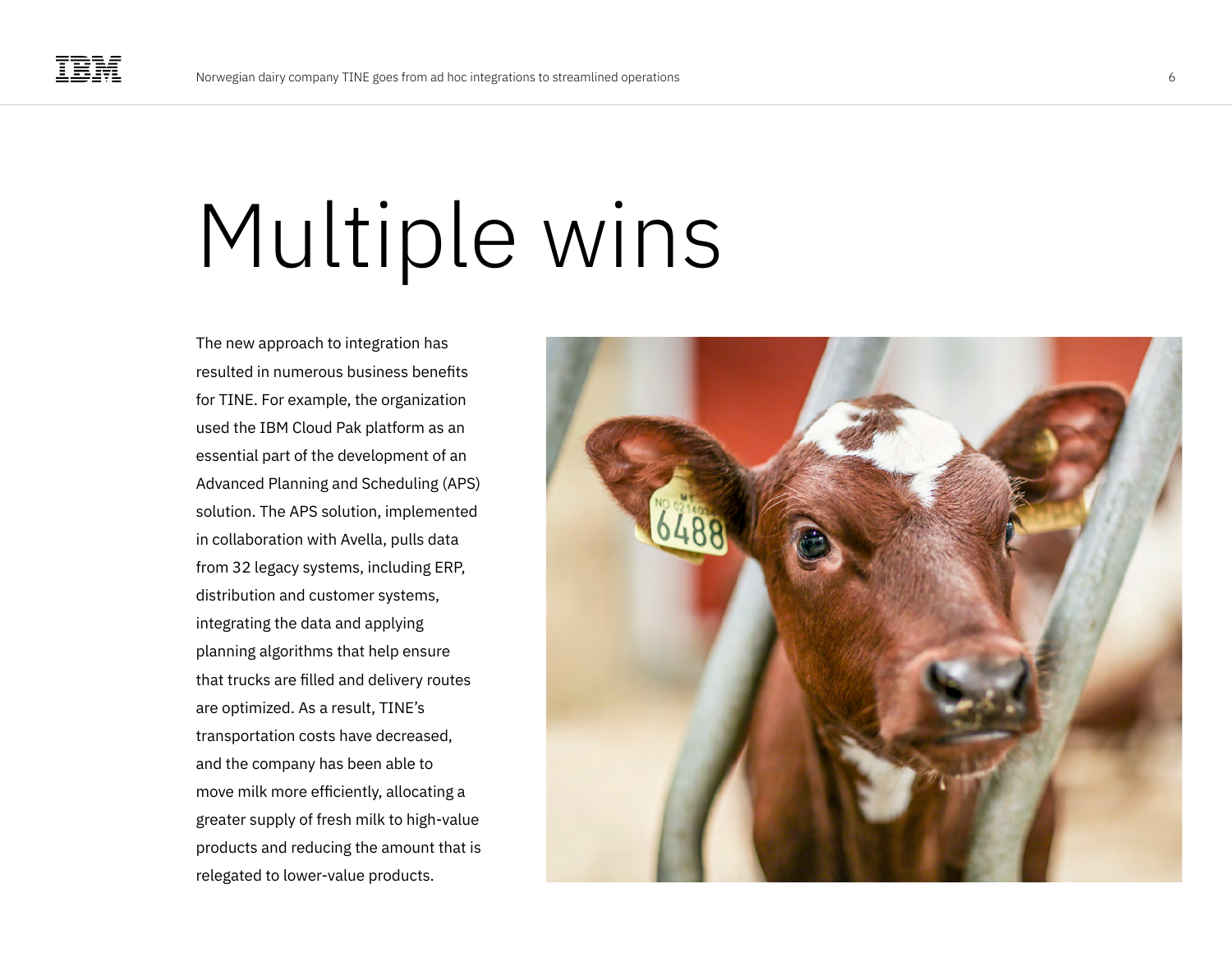# Multiple wins

The new approach to integration has resulted in numerous business benefits for TINE. For example, the organization used the IBM Cloud Pak platform as an essential part of the development of an Advanced Planning and Scheduling (APS) solution. The APS solution, implemented in collaboration with Avella, pulls data from 32 legacy systems, including ERP, distribution and customer systems, integrating the data and applying planning algorithms that help ensure that trucks are filled and delivery routes are optimized. As a result, TINE's transportation costs have decreased, and the company has been able to move milk more efficiently, allocating a greater supply of fresh milk to high-value products and reducing the amount that is relegated to lower-value products.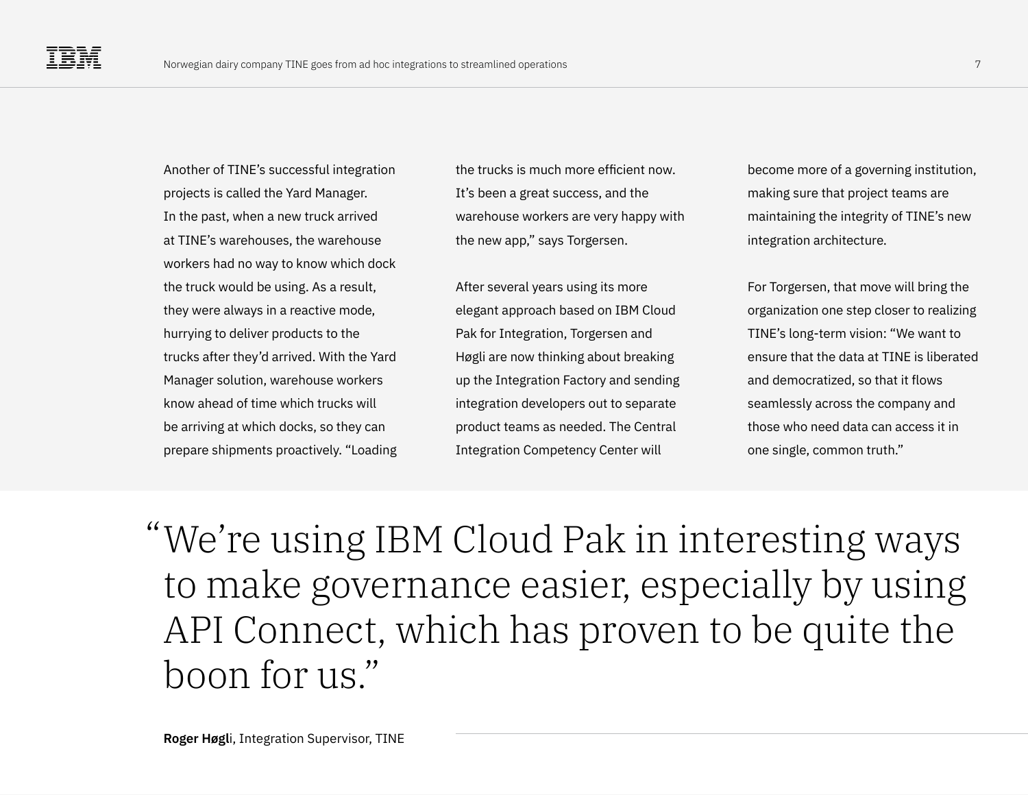Another of TINE's successful integration projects is called the Yard Manager. In the past, when a new truck arrived at TINE's warehouses, the warehouse workers had no way to know which dock the truck would be using. As a result, they were always in a reactive mode, hurrying to deliver products to the trucks after they'd arrived. With the Yard Manager solution, warehouse workers know ahead of time which trucks will be arriving at which docks, so they can prepare shipments proactively. "Loading the trucks is much more efficient now. It's been a great success, and the warehouse workers are very happy with the new app," says Torgersen.

After several years using its more elegant approach based on IBM Cloud Pak for Integration, Torgersen and Høgli are now thinking about breaking up the Integration Factory and sending integration developers out to separate product teams as needed. The Central Integration Competency Center will become more of a governing institution, making sure that project teams are maintaining the integrity of TINE's new integration architecture.

For Torgersen, that move will bring the organization one step closer to realizing TINE's long-term vision: "We want to ensure that the data at TINE is liberated and democratized, so that it flows seamlessly across the company and those who need data can access it in one single, common truth."

> "We're using IBM Cloud Pak in interesting ways to make governance easier, especially by using API Connect, which has proven to be quite the boon for us."

**Roger Høgli**, Integration Supervisor, TINE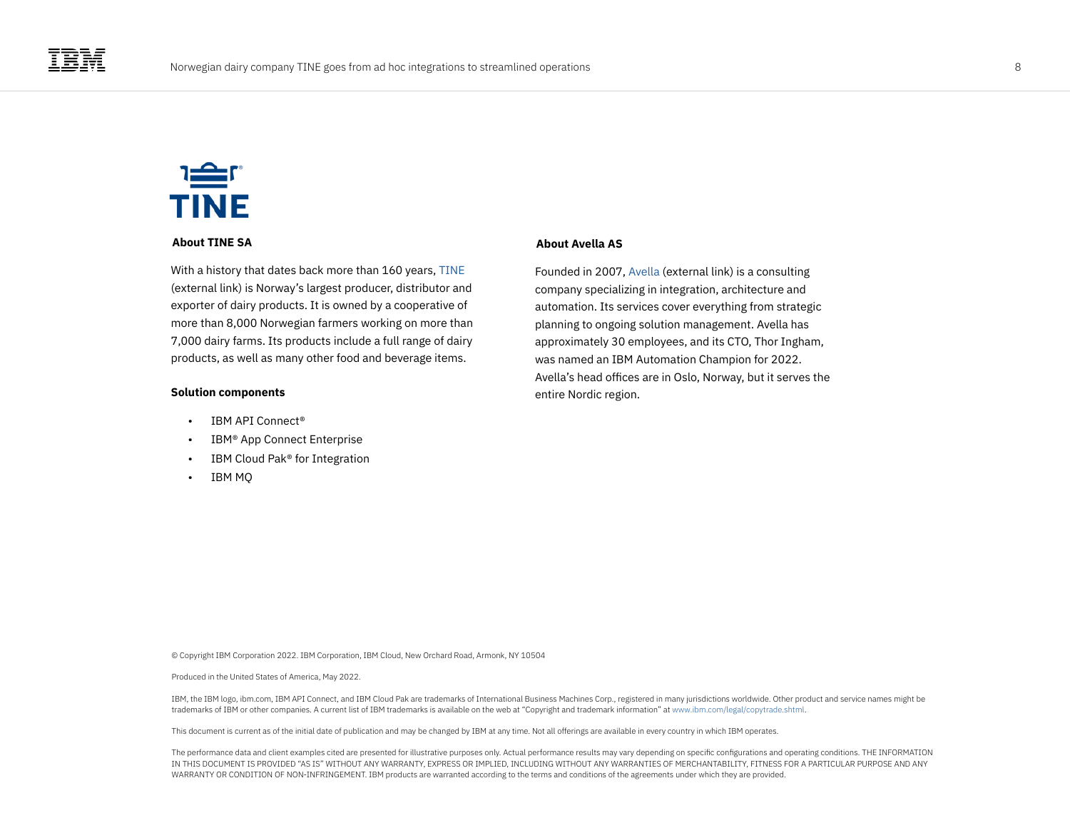TINE

**About TINE SA**

With a history that dates back more than 160 years, TINE (external link) is Norway's largest producer, distributor and exporter of dairy products. It is owned by a cooperative of more than 8,000 Norwegian farmers working on more than 7,000 dairy farms. Its products include a full range of dairy products, as well as many other food and beverage items.

**Solution components**

- IBM API Connect®
- IBM® App Connect Enterprise
- IBM Cloud Pak® for Integration
- IBM MQ

**About Avella AS**

Founded in 2007, Avella (external link) is a consulting company specializing in integration, architecture and automation. Its services cover everything from strategic planning to ongoing solution management. Avella has approximately 30 employees, and its CTO, Thor Ingham, was named an IBM Automation Champion for 2022. Avella's head offices are in Oslo, Norway, but it serves the entire Nordic region.

© Copyright IBM Corporation 2022. IBM Corporation, IBM Cloud, New Orchard Road, Armonk, NY 10504

Produced in the United States of America, May 2022.

IBM, the IBM logo, ibm.com, IBM API Connect, and IBM Cloud Pak are trademarks of International Business Machines Corp., registered in many jurisdictions worldwide. Other product and service names might be trademarks of IBM or other companies. A current list of IBM trademarks is available on the web at "Copyright and trademark information" at www.ibm.com/legal/copytrade.shtml.

This document is current as of the initial date of publication and may be changed by IBM at any time. Not all offerings are available in every country in which IBM operates.

The performance data and client examples cited are presented for illustrative purposes only. Actual performance results may vary depending on specific configurations and operating conditions. THE INFORMATION IN THIS DOCUMENT IS PROVIDED "AS IS" WITHOUT ANY WARRANTY, EXPRESS OR IMPLIED, INCLUDING WITHOUT ANY WARRANTIES OF MERCHANTABILITY, FITNESS FOR A PARTICULAR PURPOSE AND ANY WARRANTY OR CONDITION OF NON-INFRINGEMENT. IBM products are warranted according to the terms and conditions of the agreements under which they are provided.